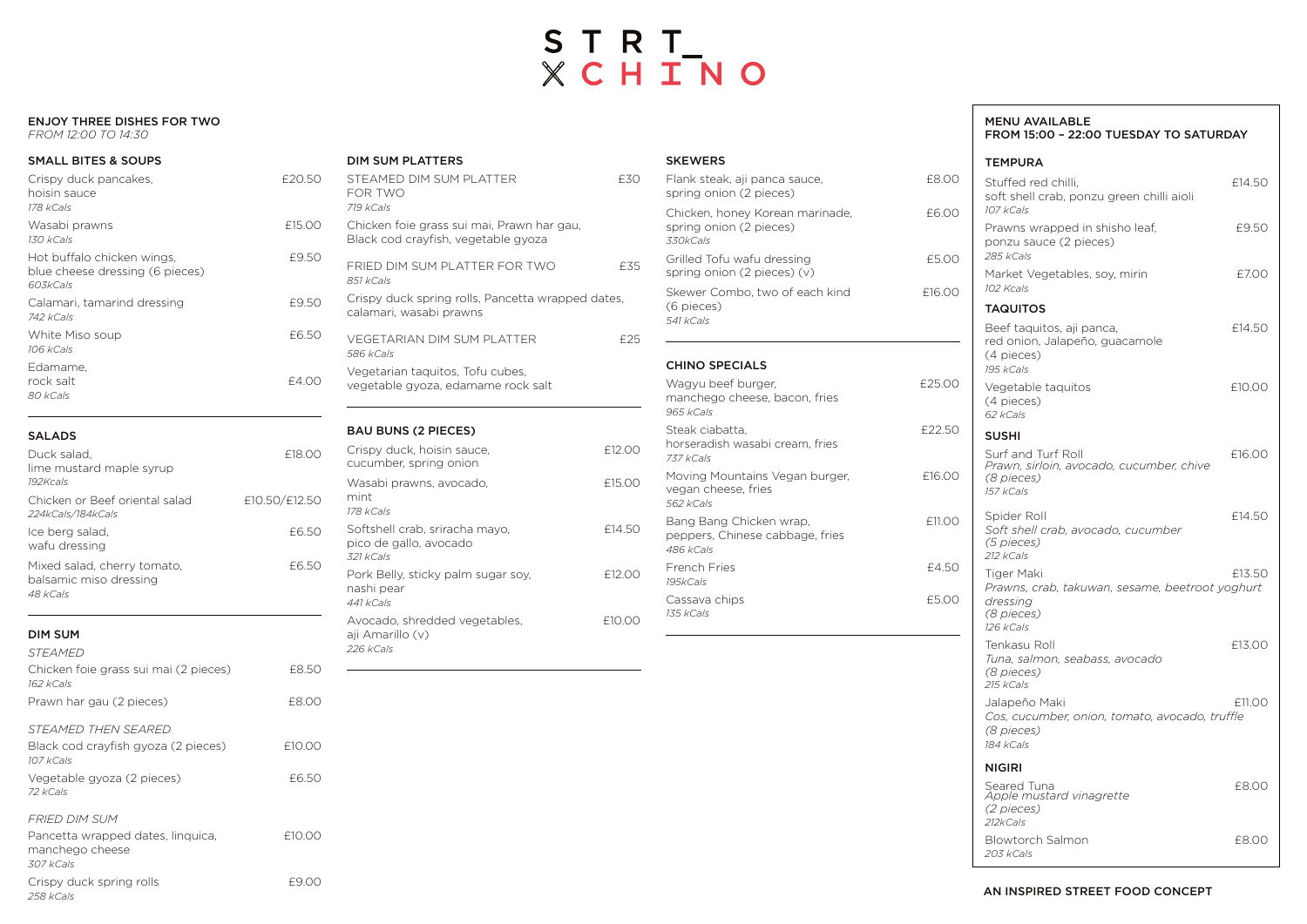# STRT_ CHINO

## ENJOY THREE DISHES FOR TWO

*FROM 12:00 TO 14:30*

### SMALL BITES & SOUPS

| Item | Price |
|---|---|
| Crispy duck pancakes, hoisin sauce *178 kCals* | £20.50 |
| Wasabi prawns *130 kCals* | £15.00 |
| Hot buffalo chicken wings, blue cheese dressing (6 pieces) *603kCals* | £9.50 |
| Calamari, tamarind dressing *742 kCals* | £9.50 |
| White Miso soup *106 kCals* | £6.50 |
| Edamame, rock salt *80 kCals* | £4.00 |

### SALADS

| Item | Price |
|---|---|
| Duck salad, lime mustard maple syrup *192Kcals* | £18.00 |
| Chicken or Beef oriental salad *224kCals/184kCals* | £10.50/£12.50 |
| Ice berg salad, wafu dressing | £6.50 |
| Mixed salad, cherry tomato, balsamic miso dressing *48 kCals* | £6.50 |

### DIM SUM

*STEAMED*

| Item | Price |
|---|---|
| Chicken foie grass sui mai (2 pieces) *162 kCals* | £8.50 |
| Prawn har gau (2 pieces) | £8.00 |

*STEAMED THEN SEARED*

| Item | Price |
|---|---|
| Black cod crayfish gyoza (2 pieces) *107 kCals* | £10.00 |
| Vegetable gyoza (2 pieces) *72 kCals* | £6.50 |

*FRIED DIM SUM*

| Item | Price |
|---|---|
| Pancetta wrapped dates, linquica, manchego cheese *307 kCals* | £10.00 |
| Crispy duck spring rolls *258 kCals* | £9.00 |

### DIM SUM PLATTERS

| Item | Price |
|---|---|
| STEAMED DIM SUM PLATTER FOR TWO *719 kCals* | £30 |

Chicken foie grass sui mai, Prawn har gau, Black cod crayfish, vegetable gyoza

| Item | Price |
|---|---|
| FRIED DIM SUM PLATTER FOR TWO *851 kCals* | £35 |

Crispy duck spring rolls, Pancetta wrapped dates, calamari, wasabi prawns

| Item | Price |
|---|---|
| VEGETARIAN DIM SUM PLATTER *586 kCals* | £25 |

Vegetarian taquitos, Tofu cubes, vegetable gyoza, edamame rock salt

### BAU BUNS (2 PIECES)

| Item | Price |
|---|---|
| Crispy duck, hoisin sauce, cucumber, spring onion | £12.00 |
| Wasabi prawns, avocado, mint *178 kCals* | £15.00 |
| Softshell crab, sriracha mayo, pico de gallo, avocado *321 kCals* | £14.50 |
| Pork Belly, sticky palm sugar soy, nashi pear *441 kCals* | £12.00 |
| Avocado, shredded vegetables, aji Amarillo (v) *226 kCals* | £10.00 |

### SKEWERS

| Item | Price |
|---|---|
| Flank steak, aji panca sauce, spring onion (2 pieces) | £8.00 |
| Chicken, honey Korean marinade, spring onion (2 pieces) *330kCals* | £6.00 |
| Grilled Tofu wafu dressing spring onion (2 pieces) (v) | £5.00 |
| Skewer Combo, two of each kind (6 pieces) *541 kCals* | £16.00 |

### CHINO SPECIALS

| Item | Price |
|---|---|
| Wagyu beef burger, manchego cheese, bacon, fries *965 kCals* | £25.00 |
| Steak ciabatta, horseradish wasabi cream, fries *737 kCals* | £22.50 |
| Moving Mountains Vegan burger, vegan cheese, fries *562 kCals* | £16.00 |
| Bang Bang Chicken wrap, peppers, Chinese cabbage, fries *486 kCals* | £11.00 |
| French Fries *195kCals* | £4.50 |
| Cassava chips *135 kCals* | £5.00 |

## MENU AVAILABLE FROM 15:00 – 22:00 TUESDAY TO SATURDAY

### TEMPURA

| Item | Price |
|---|---|
| Stuffed red chilli, soft shell crab, ponzu green chilli aioli *107 kCals* | £14.50 |
| Prawns wrapped in shisho leaf, ponzu sauce (2 pieces) *285 kCals* | £9.50 |
| Market Vegetables, soy, mirin *102 Kcals* | £7.00 |

### TAQUITOS

| Item | Price |
|---|---|
| Beef taquitos, aji panca, red onion, Jalapeño, guacamole (4 pieces) *195 kCals* | £14.50 |
| Vegetable taquitos (4 pieces) *62 kCals* | £10.00 |

### SUSHI

| Item | Price |
|---|---|
| Surf and Turf Roll *Prawn, sirloin, avocado, cucumber, chive (8 pieces)* *157 kCals* | £16.00 |
| Spider Roll *Soft shell crab, avocado, cucumber (5 pieces)* *212 kCals* | £14.50 |
| Tiger Maki *Prawns, crab, takuwan, sesame, beetroot yoghurt dressing (8 pieces)* *126 kCals* | £13.50 |
| Tenkasu Roll *Tuna, salmon, seabass, avocado (8 pieces)* *215 kCals* | £13.00 |
| Jalapeño Maki *Cos, cucumber, onion, tomato, avocado, truffle (8 pieces)* *184 kCals* | £11.00 |

### NIGIRI

| Item | Price |
|---|---|
| Seared Tuna *Apple mustard vinagrette (2 pieces)* *212kCals* | £8.00 |
| Blowtorch Salmon *203 kCals* | £8.00 |

AN INSPIRED STREET FOOD CONCEPT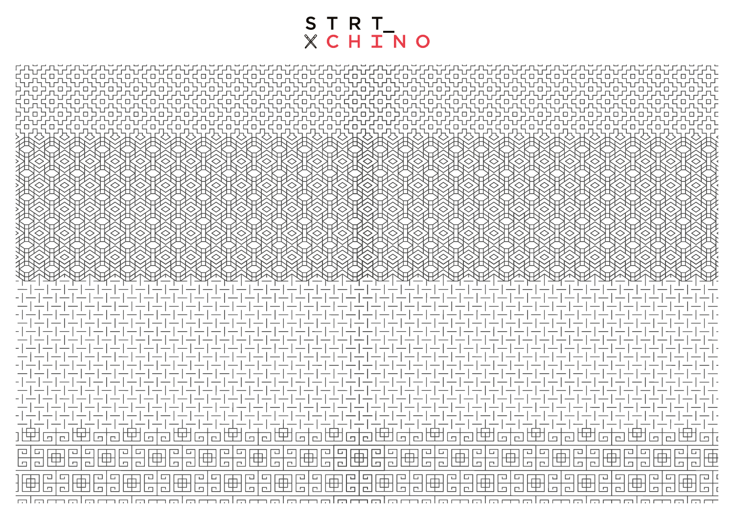S T R T_

CHINO